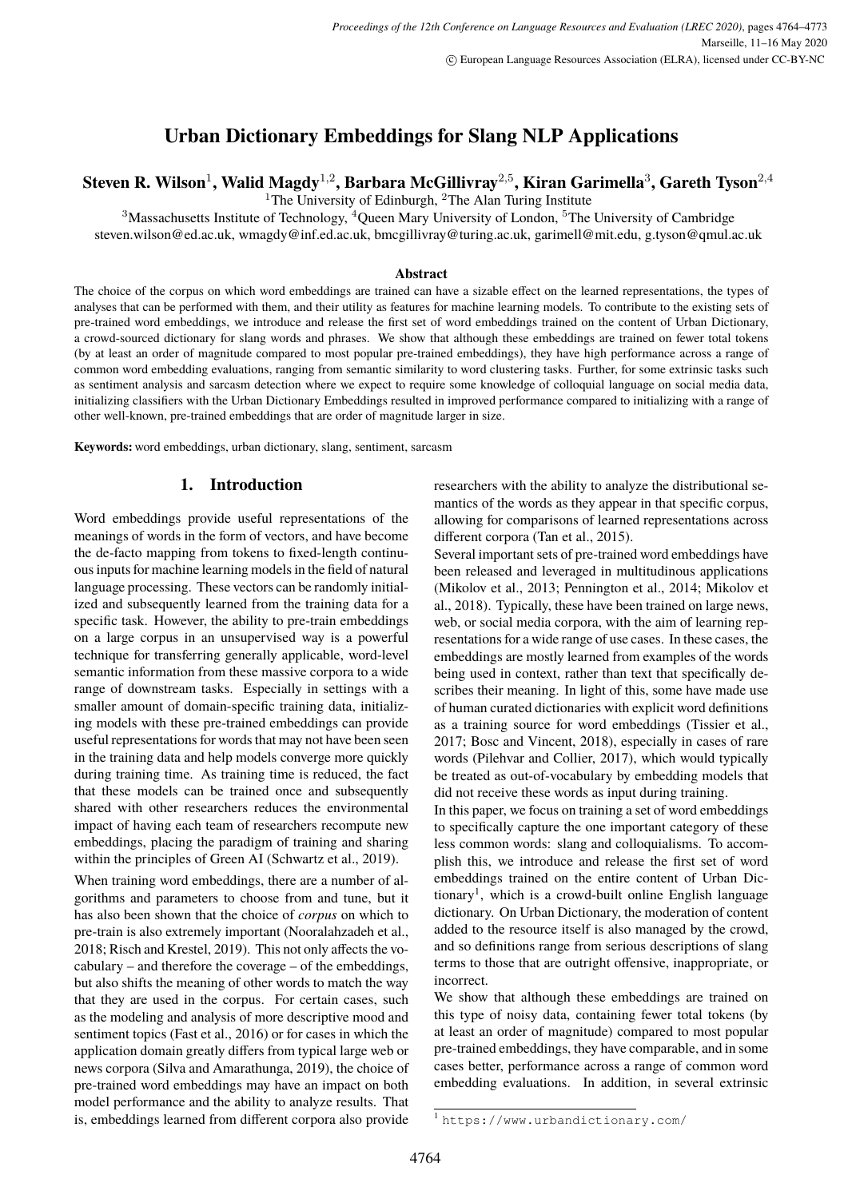# Urban Dictionary Embeddings for Slang NLP Applications

**Steven R. Wilson[1], Walid Magdy[1,2], Barbara McGillivray[2,5], Kiran Garimella[3], Gareth Tyson[2,4]**

[1]The University of Edinburgh, [2]The Alan Turing Institute

[3]Massachusetts Institute of Technology, [4]Queen Mary University of London, [5]The University of Cambridge

steven.wilson@ed.ac.uk, wmagdy@inf.ed.ac.uk, bmcgillivray@turing.ac.uk, garimell@mit.edu, g.tyson@qmul.ac.uk

### Abstract

The choice of the corpus on which word embeddings are trained can have a sizable effect on the learned representations, the types of analyses that can be performed with them, and their utility as features for machine learning models. To contribute to the existing sets of pre-trained word embeddings, we introduce and release the first set of word embeddings trained on the content of Urban Dictionary, a crowd-sourced dictionary for slang words and phrases. We show that although these embeddings are trained on fewer total tokens (by at least an order of magnitude compared to most popular pre-trained embeddings), they have high performance across a range of common word embedding evaluations, ranging from semantic similarity to word clustering tasks. Further, for some extrinsic tasks such as sentiment analysis and sarcasm detection where we expect to require some knowledge of colloquial language on social media data, initializing classifiers with the Urban Dictionary Embeddings resulted in improved performance compared to initializing with a range of other well-known, pre-trained embeddings that are order of magnitude larger in size.

**Keywords:** word embeddings, urban dictionary, slang, sentiment, sarcasm

## 1. Introduction

Word embeddings provide useful representations of the meanings of words in the form of vectors, and have become the de-facto mapping from tokens to fixed-length continuous inputs for machine learning models in the field of natural language processing. These vectors can be randomly initialized and subsequently learned from the training data for a specific task. However, the ability to pre-train embeddings on a large corpus in an unsupervised way is a powerful technique for transferring generally applicable, word-level semantic information from these massive corpora to a wide range of downstream tasks. Especially in settings with a smaller amount of domain-specific training data, initializing models with these pre-trained embeddings can provide useful representations for words that may not have been seen in the training data and help models converge more quickly during training time. As training time is reduced, the fact that these models can be trained once and subsequently shared with other researchers reduces the environmental impact of having each team of researchers recompute new embeddings, placing the paradigm of training and sharing within the principles of Green AI (Schwartz et al., 2019).

When training word embeddings, there are a number of algorithms and parameters to choose from and tune, but it has also been shown that the choice of *corpus* on which to pre-train is also extremely important (Nooralahzadeh et al., 2018; Risch and Krestel, 2019). This not only affects the vocabulary – and therefore the coverage – of the embeddings, but also shifts the meaning of other words to match the way that they are used in the corpus. For certain cases, such as the modeling and analysis of more descriptive mood and sentiment topics (Fast et al., 2016) or for cases in which the application domain greatly differs from typical large web or news corpora (Silva and Amarathunga, 2019), the choice of pre-trained word embeddings may have an impact on both model performance and the ability to analyze results. That is, embeddings learned from different corpora also provide researchers with the ability to analyze the distributional semantics of the words as they appear in that specific corpus, allowing for comparisons of learned representations across different corpora (Tan et al., 2015).

Several important sets of pre-trained word embeddings have been released and leveraged in multitudinous applications (Mikolov et al., 2013; Pennington et al., 2014; Mikolov et al., 2018). Typically, these have been trained on large news, web, or social media corpora, with the aim of learning representations for a wide range of use cases. In these cases, the embeddings are mostly learned from examples of the words being used in context, rather than text that specifically describes their meaning. In light of this, some have made use of human curated dictionaries with explicit word definitions as a training source for word embeddings (Tissier et al., 2017; Bosc and Vincent, 2018), especially in cases of rare words (Pilehvar and Collier, 2017), which would typically be treated as out-of-vocabulary by embedding models that did not receive these words as input during training.

In this paper, we focus on training a set of word embeddings to specifically capture the one important category of these less common words: slang and colloquialisms. To accomplish this, we introduce and release the first set of word embeddings trained on the entire content of Urban Dictionary[1], which is a crowd-built online English language dictionary. On Urban Dictionary, the moderation of content added to the resource itself is also managed by the crowd, and so definitions range from serious descriptions of slang terms to those that are outright offensive, inappropriate, or incorrect.

We show that although these embeddings are trained on this type of noisy data, containing fewer total tokens (by at least an order of magnitude) compared to most popular pre-trained embeddings), they have comparable, and in some cases better, performance across a range of common word embedding evaluations. In addition, in several extrinsic

[1] https://www.urbandictionary.com/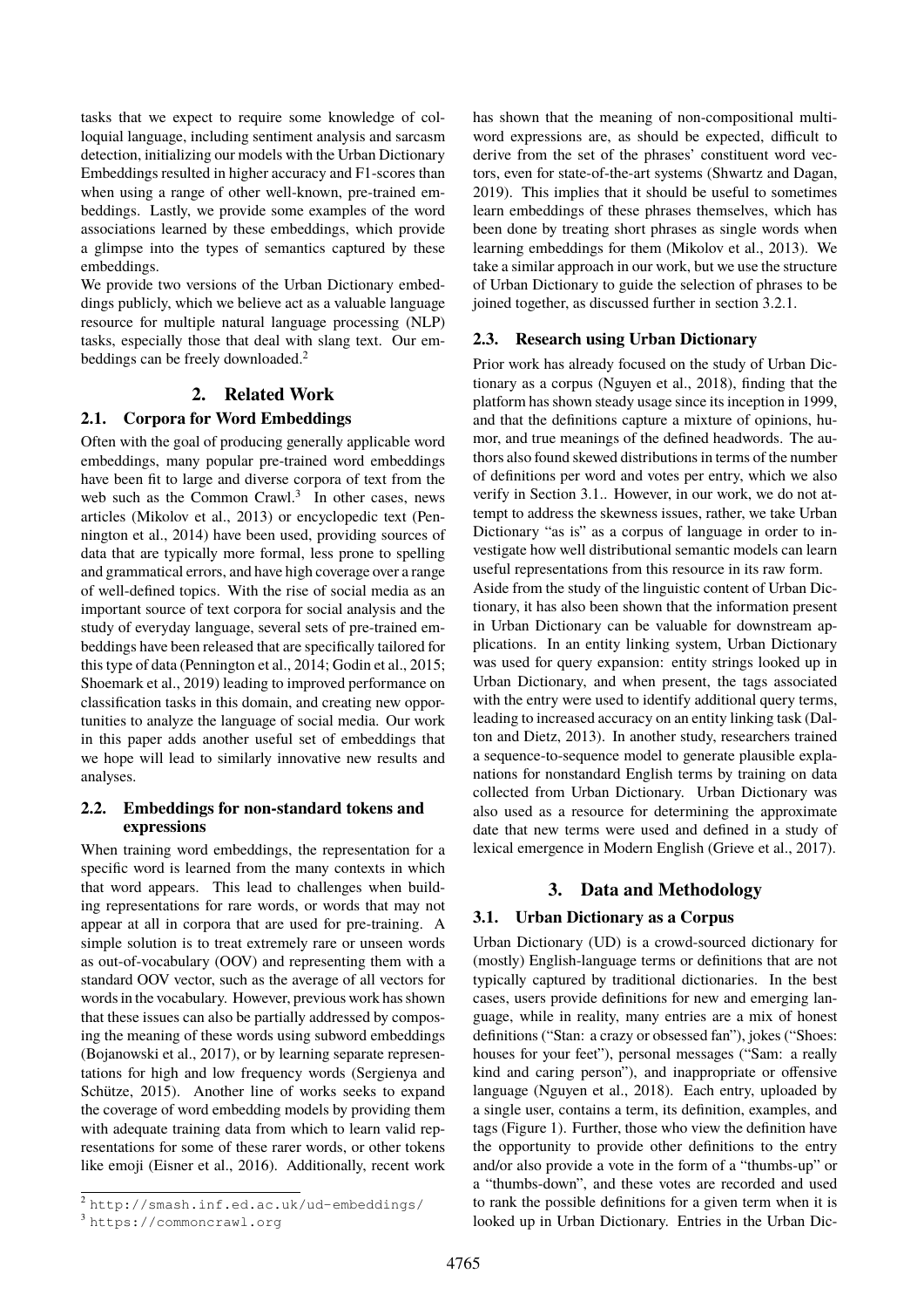tasks that we expect to require some knowledge of colloquial language, including sentiment analysis and sarcasm detection, initializing our models with the Urban Dictionary Embeddings resulted in higher accuracy and F1-scores than when using a range of other well-known, pre-trained embeddings. Lastly, we provide some examples of the word associations learned by these embeddings, which provide a glimpse into the types of semantics captured by these embeddings.

We provide two versions of the Urban Dictionary embeddings publicly, which we believe act as a valuable language resource for multiple natural language processing (NLP) tasks, especially those that deal with slang text. Our embeddings can be freely downloaded.[2]

## 2. Related Work

### 2.1. Corpora for Word Embeddings

Often with the goal of producing generally applicable word embeddings, many popular pre-trained word embeddings have been fit to large and diverse corpora of text from the web such as the Common Crawl.[3] In other cases, news articles (Mikolov et al., 2013) or encyclopedic text (Pennington et al., 2014) have been used, providing sources of data that are typically more formal, less prone to spelling and grammatical errors, and have high coverage over a range of well-defined topics. With the rise of social media as an important source of text corpora for social analysis and the study of everyday language, several sets of pre-trained embeddings have been released that are specifically tailored for this type of data (Pennington et al., 2014; Godin et al., 2015; Shoemark et al., 2019) leading to improved performance on classification tasks in this domain, and creating new opportunities to analyze the language of social media. Our work in this paper adds another useful set of embeddings that we hope will lead to similarly innovative new results and analyses.

### 2.2. Embeddings for non-standard tokens and expressions

When training word embeddings, the representation for a specific word is learned from the many contexts in which that word appears. This lead to challenges when building representations for rare words, or words that may not appear at all in corpora that are used for pre-training. A simple solution is to treat extremely rare or unseen words as out-of-vocabulary (OOV) and representing them with a standard OOV vector, such as the average of all vectors for words in the vocabulary. However, previous work has shown that these issues can also be partially addressed by composing the meaning of these words using subword embeddings (Bojanowski et al., 2017), or by learning separate representations for high and low frequency words (Sergienya and Schütze, 2015). Another line of works seeks to expand the coverage of word embedding models by providing them with adequate training data from which to learn valid representations for some of these rarer words, or other tokens like emoji (Eisner et al., 2016). Additionally, recent work has shown that the meaning of non-compositional multiword expressions are, as should be expected, difficult to derive from the set of the phrases' constituent word vectors, even for state-of-the-art systems (Shwartz and Dagan, 2019). This implies that it should be useful to sometimes learn embeddings of these phrases themselves, which has been done by treating short phrases as single words when learning embeddings for them (Mikolov et al., 2013). We take a similar approach in our work, but we use the structure of Urban Dictionary to guide the selection of phrases to be joined together, as discussed further in section 3.2.1.

### 2.3. Research using Urban Dictionary

Prior work has already focused on the study of Urban Dictionary as a corpus (Nguyen et al., 2018), finding that the platform has shown steady usage since its inception in 1999, and that the definitions capture a mixture of opinions, humor, and true meanings of the defined headwords. The authors also found skewed distributions in terms of the number of definitions per word and votes per entry, which we also verify in Section 3.1.. However, in our work, we do not attempt to address the skewness issues, rather, we take Urban Dictionary "as is" as a corpus of language in order to investigate how well distributional semantic models can learn useful representations from this resource in its raw form.

Aside from the study of the linguistic content of Urban Dictionary, it has also been shown that the information present in Urban Dictionary can be valuable for downstream applications. In an entity linking system, Urban Dictionary was used for query expansion: entity strings looked up in Urban Dictionary, and when present, the tags associated with the entry were used to identify additional query terms, leading to increased accuracy on an entity linking task (Dalton and Dietz, 2013). In another study, researchers trained a sequence-to-sequence model to generate plausible explanations for nonstandard English terms by training on data collected from Urban Dictionary. Urban Dictionary was also used as a resource for determining the approximate date that new terms were used and defined in a study of lexical emergence in Modern English (Grieve et al., 2017).

## 3. Data and Methodology

### 3.1. Urban Dictionary as a Corpus

Urban Dictionary (UD) is a crowd-sourced dictionary for (mostly) English-language terms or definitions that are not typically captured by traditional dictionaries. In the best cases, users provide definitions for new and emerging language, while in reality, many entries are a mix of honest definitions ("Stan: a crazy or obsessed fan"), jokes ("Shoes: houses for your feet"), personal messages ("Sam: a really kind and caring person"), and inappropriate or offensive language (Nguyen et al., 2018). Each entry, uploaded by a single user, contains a term, its definition, examples, and tags (Figure 1). Further, those who view the definition have the opportunity to provide other definitions to the entry and/or also provide a vote in the form of a "thumbs-up" or a "thumbs-down", and these votes are recorded and used to rank the possible definitions for a given term when it is looked up in Urban Dictionary. Entries in the Urban Dic-

[2] http://smash.inf.ed.ac.uk/ud-embeddings/

[3] https://commoncrawl.org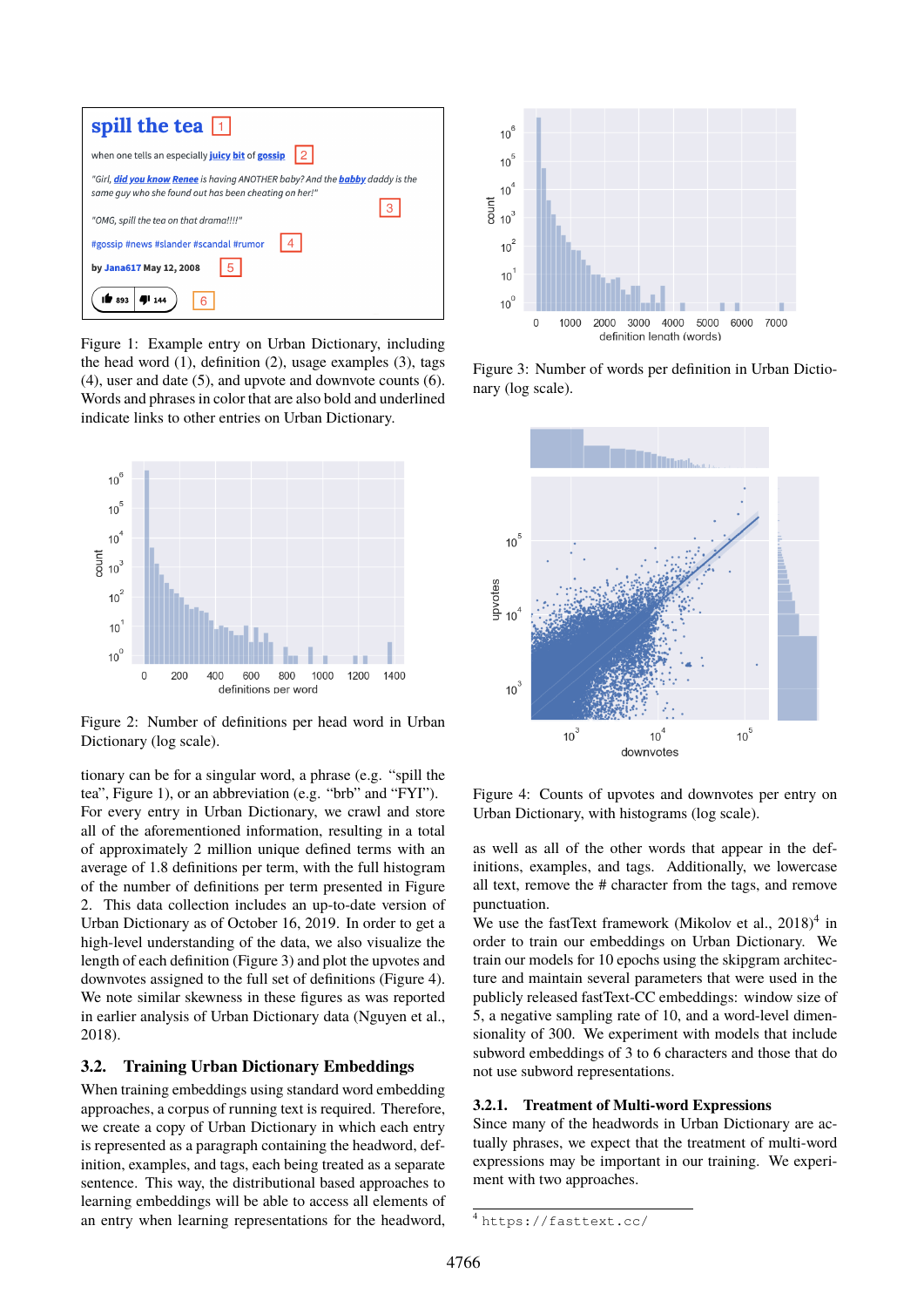Figure 1: Example entry on Urban Dictionary, including the head word (1), definition (2), usage examples (3), tags (4), user and date (5), and upvote and downvote counts (6). Words and phrases in color that are also bold and underlined indicate links to other entries on Urban Dictionary.

Figure 2: Number of definitions per head word in Urban Dictionary (log scale).

tionary can be for a singular word, a phrase (e.g. "spill the tea", Figure 1), or an abbreviation (e.g. "brb" and "FYI"). For every entry in Urban Dictionary, we crawl and store all of the aforementioned information, resulting in a total of approximately 2 million unique defined terms with an average of 1.8 definitions per term, with the full histogram of the number of definitions per term presented in Figure 2. This data collection includes an up-to-date version of Urban Dictionary as of October 16, 2019. In order to get a high-level understanding of the data, we also visualize the length of each definition (Figure 3) and plot the upvotes and downvotes assigned to the full set of definitions (Figure 4). We note similar skewness in these figures as was reported in earlier analysis of Urban Dictionary data (Nguyen et al., 2018).

## 3.2. Training Urban Dictionary Embeddings

When training embeddings using standard word embedding approaches, a corpus of running text is required. Therefore, we create a copy of Urban Dictionary in which each entry is represented as a paragraph containing the headword, definition, examples, and tags, each being treated as a separate sentence. This way, the distributional based approaches to learning embeddings will be able to access all elements of an entry when learning representations for the headword,

Figure 3: Number of words per definition in Urban Dictionary (log scale).

Figure 4: Counts of upvotes and downvotes per entry on Urban Dictionary, with histograms (log scale).

as well as all of the other words that appear in the definitions, examples, and tags. Additionally, we lowercase all text, remove the # character from the tags, and remove punctuation.

We use the fastText framework (Mikolov et al., 2018)[4] in order to train our embeddings on Urban Dictionary. We train our models for 10 epochs using the skipgram architecture and maintain several parameters that were used in the publicly released fastText-CC embeddings: window size of 5, a negative sampling rate of 10, and a word-level dimensionality of 300. We experiment with models that include subword embeddings of 3 to 6 characters and those that do not use subword representations.

### 3.2.1. Treatment of Multi-word Expressions

Since many of the headwords in Urban Dictionary are actually phrases, we expect that the treatment of multi-word expressions may be important in our training. We experiment with two approaches.

[4] https://fasttext.cc/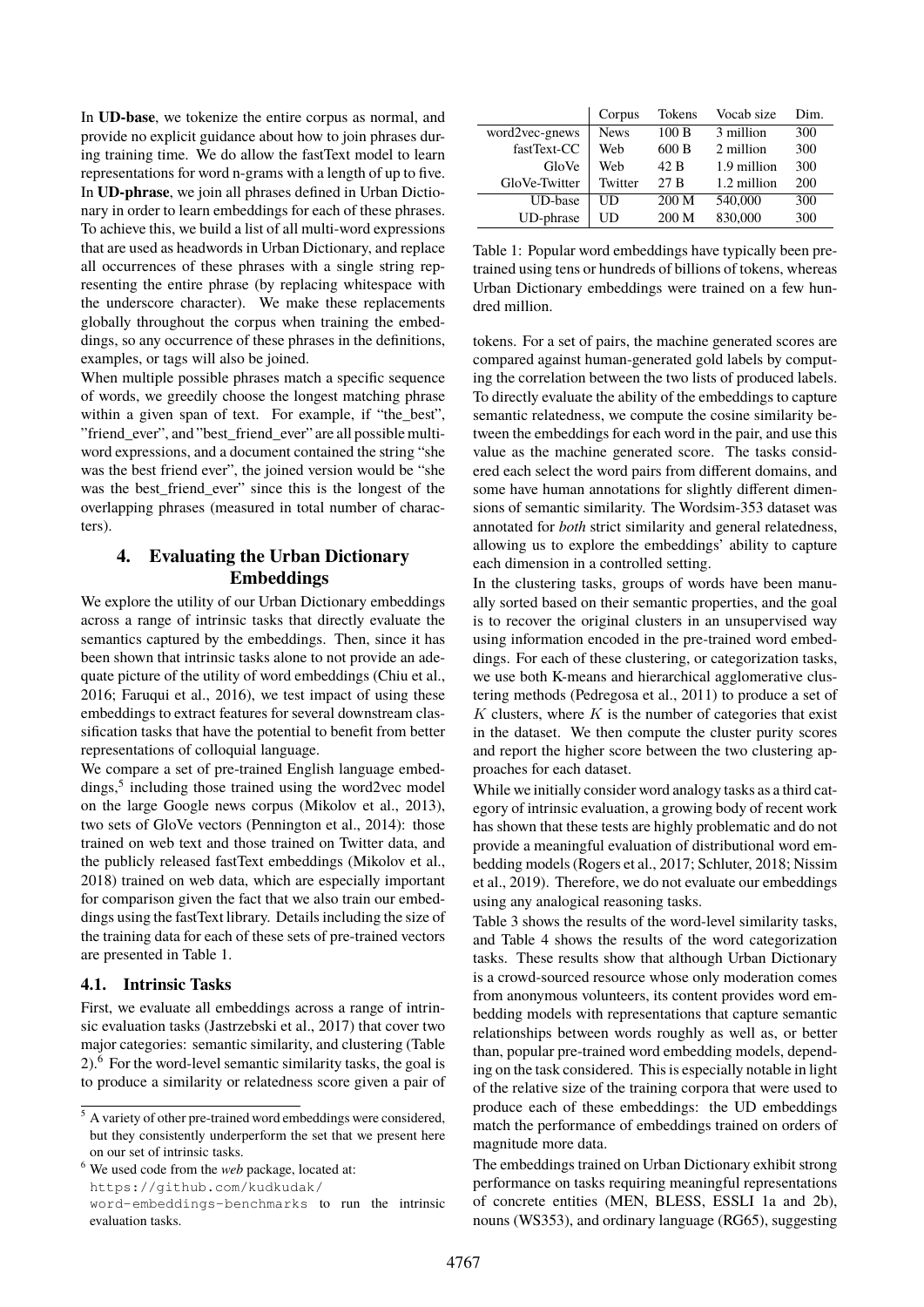In **UD-base**, we tokenize the entire corpus as normal, and provide no explicit guidance about how to join phrases during training time. We do allow the fastText model to learn representations for word n-grams with a length of up to five. In **UD-phrase**, we join all phrases defined in Urban Dictionary in order to learn embeddings for each of these phrases. To achieve this, we build a list of all multi-word expressions that are used as headwords in Urban Dictionary, and replace all occurrences of these phrases with a single string representing the entire phrase (by replacing whitespace with the underscore character). We make these replacements globally throughout the corpus when training the embeddings, so any occurrence of these phrases in the definitions, examples, or tags will also be joined.

When multiple possible phrases match a specific sequence of words, we greedily choose the longest matching phrase within a given span of text. For example, if "the_best", "friend_ever", and "best_friend_ever" are all possible multiword expressions, and a document contained the string "she was the best friend ever", the joined version would be "she was the best_friend_ever" since this is the longest of the overlapping phrases (measured in total number of characters).

## 4. Evaluating the Urban Dictionary Embeddings

We explore the utility of our Urban Dictionary embeddings across a range of intrinsic tasks that directly evaluate the semantics captured by the embeddings. Then, since it has been shown that intrinsic tasks alone to not provide an adequate picture of the utility of word embeddings (Chiu et al., 2016; Faruqui et al., 2016), we test impact of using these embeddings to extract features for several downstream classification tasks that have the potential to benefit from better representations of colloquial language.

We compare a set of pre-trained English language embeddings,[5] including those trained using the word2vec model on the large Google news corpus (Mikolov et al., 2013), two sets of GloVe vectors (Pennington et al., 2014): those trained on web text and those trained on Twitter data, and the publicly released fastText embeddings (Mikolov et al., 2018) trained on web data, which are especially important for comparison given the fact that we also train our embeddings using the fastText library. Details including the size of the training data for each of these sets of pre-trained vectors are presented in Table 1.

### 4.1. Intrinsic Tasks

First, we evaluate all embeddings across a range of intrinsic evaluation tasks (Jastrzebski et al., 2017) that cover two major categories: semantic similarity, and clustering (Table 2).[6] For the word-level semantic similarity tasks, the goal is to produce a similarity or relatedness score given a pair of tokens. For a set of pairs, the machine generated scores are compared against human-generated gold labels by computing the correlation between the two lists of produced labels. To directly evaluate the ability of the embeddings to capture semantic relatedness, we compute the cosine similarity between the embeddings for each word in the pair, and use this value as the machine generated score. The tasks considered each select the word pairs from different domains, and some have human annotations for slightly different dimensions of semantic similarity. The Wordsim-353 dataset was annotated for *both* strict similarity and general relatedness, allowing us to explore the embeddings' ability to capture each dimension in a controlled setting.

In the clustering tasks, groups of words have been manually sorted based on their semantic properties, and the goal is to recover the original clusters in an unsupervised way using information encoded in the pre-trained word embeddings. For each of these clustering, or categorization tasks, we use both K-means and hierarchical agglomerative clustering methods (Pedregosa et al., 2011) to produce a set of $K$ clusters, where $K$ is the number of categories that exist in the dataset. We then compute the cluster purity scores and report the higher score between the two clustering approaches for each dataset.

While we initially consider word analogy tasks as a third category of intrinsic evaluation, a growing body of recent work has shown that these tests are highly problematic and do not provide a meaningful evaluation of distributional word embedding models (Rogers et al., 2017; Schluter, 2018; Nissim et al., 2019). Therefore, we do not evaluate our embeddings using any analogical reasoning tasks.

Table 3 shows the results of the word-level similarity tasks, and Table 4 shows the results of the word categorization tasks. These results show that although Urban Dictionary is a crowd-sourced resource whose only moderation comes from anonymous volunteers, its content provides word embedding models with representations that capture semantic relationships between words roughly as well as, or better than, popular pre-trained word embedding models, depending on the task considered. This is especially notable in light of the relative size of the training corpora that were used to produce each of these embeddings: the UD embeddings match the performance of embeddings trained on orders of magnitude more data.

The embeddings trained on Urban Dictionary exhibit strong performance on tasks requiring meaningful representations of concrete entities (MEN, BLESS, ESSLI 1a and 2b), nouns (WS353), and ordinary language (RG65), suggesting

| | Corpus | Tokens | Vocab size | Dim. |
|---|---|---|---|---|
| word2vec-gnews | News | 100 B | 3 million | 300 |
| fastText-CC | Web | 600 B | 2 million | 300 |
| GloVe | Web | 42 B | 1.9 million | 300 |
| GloVe-Twitter | Twitter | 27 B | 1.2 million | 200 |
| UD-base | UD | 200 M | 540,000 | 300 |
| UD-phrase | UD | 200 M | 830,000 | 300 |

Table 1: Popular word embeddings have typically been pretrained using tens or hundreds of billions of tokens, whereas Urban Dictionary embeddings were trained on a few hundred million.

[5] A variety of other pre-trained word embeddings were considered, but they consistently underperform the set that we present here on our set of intrinsic tasks.

[6] We used code from the *web* package, located at: https://github.com/kudkudak/word-embeddings-benchmarks to run the intrinsic evaluation tasks.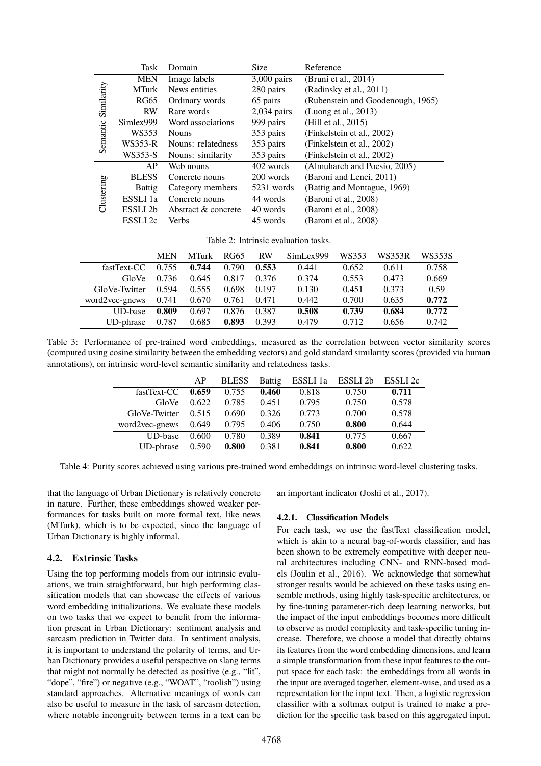| | Task | Domain | Size | Reference |
|---|---|---|---|---|
| Semantic Similarity | MEN | Image labels | 3,000 pairs | (Bruni et al., 2014) |
| | MTurk | News entities | 280 pairs | (Radinsky et al., 2011) |
| | RG65 | Ordinary words | 65 pairs | (Rubenstein and Goodenough, 1965) |
| | RW | Rare words | 2,034 pairs | (Luong et al., 2013) |
| | Simlex999 | Word associations | 999 pairs | (Hill et al., 2015) |
| | WS353 | Nouns | 353 pairs | (Finkelstein et al., 2002) |
| | WS353-R | Nouns: relatedness | 353 pairs | (Finkelstein et al., 2002) |
| | WS353-S | Nouns: similarity | 353 pairs | (Finkelstein et al., 2002) |
| Clustering | AP | Web nouns | 402 words | (Almuhareb and Poesio, 2005) |
| | BLESS | Concrete nouns | 200 words | (Baroni and Lenci, 2011) |
| | Battig | Category members | 5231 words | (Battig and Montague, 1969) |
| | ESSLI 1a | Concrete nouns | 44 words | (Baroni et al., 2008) |
| | ESSLI 2b | Abstract & concrete | 40 words | (Baroni et al., 2008) |
| | ESSLI 2c | Verbs | 45 words | (Baroni et al., 2008) |

Table 2: Intrinsic evaluation tasks.

| | MEN | MTurk | RG65 | RW | SimLex999 | WS353 | WS353R | WS353S |
|---|---|---|---|---|---|---|---|---|
| fastText-CC | 0.755 | **0.744** | 0.790 | **0.553** | 0.441 | 0.652 | 0.611 | 0.758 |
| GloVe | 0.736 | 0.645 | 0.817 | 0.376 | 0.374 | 0.553 | 0.473 | 0.669 |
| GloVe-Twitter | 0.594 | 0.555 | 0.698 | 0.197 | 0.130 | 0.451 | 0.373 | 0.59 |
| word2vec-gnews | 0.741 | 0.670 | 0.761 | 0.471 | 0.442 | 0.700 | 0.635 | **0.772** |
| UD-base | **0.809** | 0.697 | 0.876 | 0.387 | **0.508** | **0.739** | **0.684** | **0.772** |
| UD-phrase | 0.787 | 0.685 | **0.893** | 0.393 | 0.479 | 0.712 | 0.656 | 0.742 |

Table 3: Performance of pre-trained word embeddings, measured as the correlation between vector similarity scores (computed using cosine similarity between the embedding vectors) and gold standard similarity scores (provided via human annotations), on intrinsic word-level semantic similarity and relatedness tasks.

| | AP | BLESS | Battig | ESSLI 1a | ESSLI 2b | ESSLI 2c |
|---|---|---|---|---|---|---|
| fastText-CC | **0.659** | 0.755 | **0.460** | 0.818 | 0.750 | **0.711** |
| GloVe | 0.622 | 0.785 | 0.451 | 0.795 | 0.750 | 0.578 |
| GloVe-Twitter | 0.515 | 0.690 | 0.326 | 0.773 | 0.700 | 0.578 |
| word2vec-gnews | 0.649 | 0.795 | 0.406 | 0.750 | **0.800** | 0.644 |
| UD-base | 0.600 | 0.780 | 0.389 | **0.841** | 0.775 | 0.667 |
| UD-phrase | 0.590 | **0.800** | 0.381 | **0.841** | **0.800** | 0.622 |

Table 4: Purity scores achieved using various pre-trained word embeddings on intrinsic word-level clustering tasks.

that the language of Urban Dictionary is relatively concrete in nature. Further, these embeddings showed weaker performances for tasks built on more formal text, like news (MTurk), which is to be expected, since the language of Urban Dictionary is highly informal.

## 4.2. Extrinsic Tasks

Using the top performing models from our intrinsic evaluations, we train straightforward, but high performing classification models that can showcase the effects of various word embedding initializations. We evaluate these models on two tasks that we expect to benefit from the information present in Urban Dictionary: sentiment analysis and sarcasm prediction in Twitter data. In sentiment analysis, it is important to understand the polarity of terms, and Urban Dictionary provides a useful perspective on slang terms that might not normally be detected as positive (e.g., "lit", "dope", "fire") or negative (e.g., "WOAT", "toolish") using standard approaches. Alternative meanings of words can also be useful to measure in the task of sarcasm detection, where notable incongruity between terms in a text can be an important indicator (Joshi et al., 2017).

### 4.2.1. Classification Models

For each task, we use the fastText classification model, which is akin to a neural bag-of-words classifier, and has been shown to be extremely competitive with deeper neural architectures including CNN- and RNN-based models (Joulin et al., 2016). We acknowledge that somewhat stronger results would be achieved on these tasks using ensemble methods, using highly task-specific architectures, or by fine-tuning parameter-rich deep learning networks, but the impact of the input embeddings becomes more difficult to observe as model complexity and task-specific tuning increase. Therefore, we choose a model that directly obtains its features from the word embedding dimensions, and learn a simple transformation from these input features to the output space for each task: the embeddings from all words in the input are averaged together, element-wise, and used as a representation for the input text. Then, a logistic regression classifier with a softmax output is trained to make a prediction for the specific task based on this aggregated input.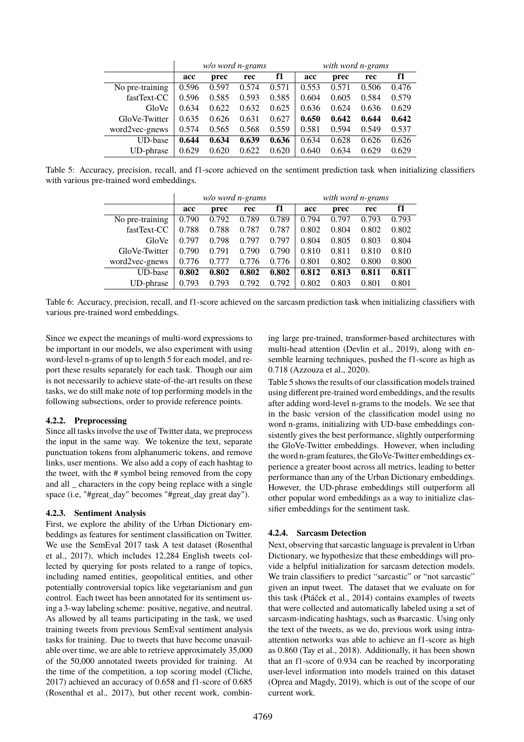| | *w/o word n-grams* | | | | *with word n-grams* | | | |
|---|---|---|---|---|---|---|---|---|
| | **acc** | **prec** | **rec** | **f1** | **acc** | **prec** | **rec** | **f1** |
| No pre-training | 0.596 | 0.597 | 0.574 | 0.571 | 0.553 | 0.571 | 0.506 | 0.476 |
| fastText-CC | 0.596 | 0.585 | 0.593 | 0.585 | 0.604 | 0.605 | 0.584 | 0.579 |
| GloVe | 0.634 | 0.622 | 0.632 | 0.625 | 0.636 | 0.624 | 0.636 | 0.629 |
| GloVe-Twitter | 0.635 | 0.626 | 0.631 | 0.627 | **0.650** | **0.642** | **0.644** | **0.642** |
| word2vec-gnews | 0.574 | 0.565 | 0.568 | 0.559 | 0.581 | 0.594 | 0.549 | 0.537 |
| UD-base | **0.644** | **0.634** | **0.639** | **0.636** | 0.634 | 0.628 | 0.626 | 0.626 |
| UD-phrase | 0.629 | 0.620 | 0.622 | 0.620 | 0.640 | 0.634 | 0.629 | 0.629 |

Table 5: Accuracy, precision, recall, and f1-score achieved on the sentiment prediction task when initializing classifiers with various pre-trained word embeddings.

| | *w/o word n-grams* | | | | *with word n-grams* | | | |
|---|---|---|---|---|---|---|---|---|
| | **acc** | **prec** | **rec** | **f1** | **acc** | **prec** | **rec** | **f1** |
| No pre-training | 0.790 | 0.792 | 0.789 | 0.789 | 0.794 | 0.797 | 0.793 | 0.793 |
| fastText-CC | 0.788 | 0.788 | 0.787 | 0.787 | 0.802 | 0.804 | 0.802 | 0.802 |
| GloVe | 0.797 | 0.798 | 0.797 | 0.797 | 0.804 | 0.805 | 0.803 | 0.804 |
| GloVe-Twitter | 0.790 | 0.791 | 0.790 | 0.790 | 0.810 | 0.811 | 0.810 | 0.810 |
| word2vec-gnews | 0.776 | 0.777 | 0.776 | 0.776 | 0.801 | 0.802 | 0.800 | 0.800 |
| UD-base | **0.802** | **0.802** | **0.802** | **0.802** | **0.812** | **0.813** | **0.811** | **0.811** |
| UD-phrase | 0.793 | 0.793 | 0.792 | 0.792 | 0.802 | 0.803 | 0.801 | 0.801 |

Table 6: Accuracy, precision, recall, and f1-score achieved on the sarcasm prediction task when initializing classifiers with various pre-trained word embeddings.

Since we expect the meanings of multi-word expressions to be important in our models, we also experiment with using word-level n-grams of up to length 5 for each model, and report these results separately for each task. Though our aim is not necessarily to achieve state-of-the-art results on these tasks, we do still make note of top performing models in the following subsections, order to provide reference points.

#### 4.2.2. Preprocessing

Since all tasks involve the use of Twitter data, we preprocess the input in the same way. We tokenize the text, separate punctuation tokens from alphanumeric tokens, and remove links, user mentions. We also add a copy of each hashtag to the tweet, with the # symbol being removed from the copy and all _ characters in the copy being replace with a single space (i.e, "#great_day" becomes "#great_day great day").

#### 4.2.3. Sentiment Analysis

First, we explore the ability of the Urban Dictionary embeddings as features for sentiment classification on Twitter. We use the SemEval 2017 task A test dataset (Rosenthal et al., 2017), which includes 12,284 English tweets collected by querying for posts related to a range of topics, including named entities, geopolitical entities, and other potentially controversial topics like vegetarianism and gun control. Each tweet has been annotated for its sentiment using a 3-way labeling scheme: positive, negative, and neutral. As allowed by all teams participating in the task, we used training tweets from previous SemEval sentiment analysis tasks for training. Due to tweets that have become unavailable over time, we are able to retrieve approximately 35,000 of the 50,000 annotated tweets provided for training. At the time of the competition, a top scoring model (Cliche, 2017) achieved an accuracy of 0.658 and f1-score of 0.685 (Rosenthal et al., 2017), but other recent work, combining large pre-trained, transformer-based architectures with multi-head attention (Devlin et al., 2019), along with ensemble learning techniques, pushed the f1-score as high as 0.718 (Azzouza et al., 2020).

Table 5 shows the results of our classification models trained using different pre-trained word embeddings, and the results after adding word-level n-grams to the models. We see that in the basic version of the classification model using no word n-grams, initializing with UD-base embeddings consistently gives the best performance, slightly outperforming the GloVe-Twitter embeddings. However, when including the word n-gram features, the GloVe-Twitter embeddings experience a greater boost across all metrics, leading to better performance than any of the Urban Dictionary embeddings. However, the UD-phrase embeddings still outperform all other popular word embeddings as a way to initialize classifier embeddings for the sentiment task.

#### 4.2.4. Sarcasm Detection

Next, observing that sarcastic language is prevalent in Urban Dictionary, we hypothesize that these embeddings will provide a helpful initialization for sarcasm detection models. We train classifiers to predict "sarcastic" or "not sarcastic" given an input tweet. The dataset that we evaluate on for this task (Ptáček et al., 2014) contains examples of tweets that were collected and automatically labeled using a set of sarcasm-indicating hashtags, such as #sarcastic. Using only the text of the tweets, as we do, previous work using intra-attention networks was able to achieve an f1-score as high as 0.860 (Tay et al., 2018). Additionally, it has been shown that an f1-score of 0.934 can be reached by incorporating user-level information into models trained on this dataset (Oprea and Magdy, 2019), which is out of the scope of our current work.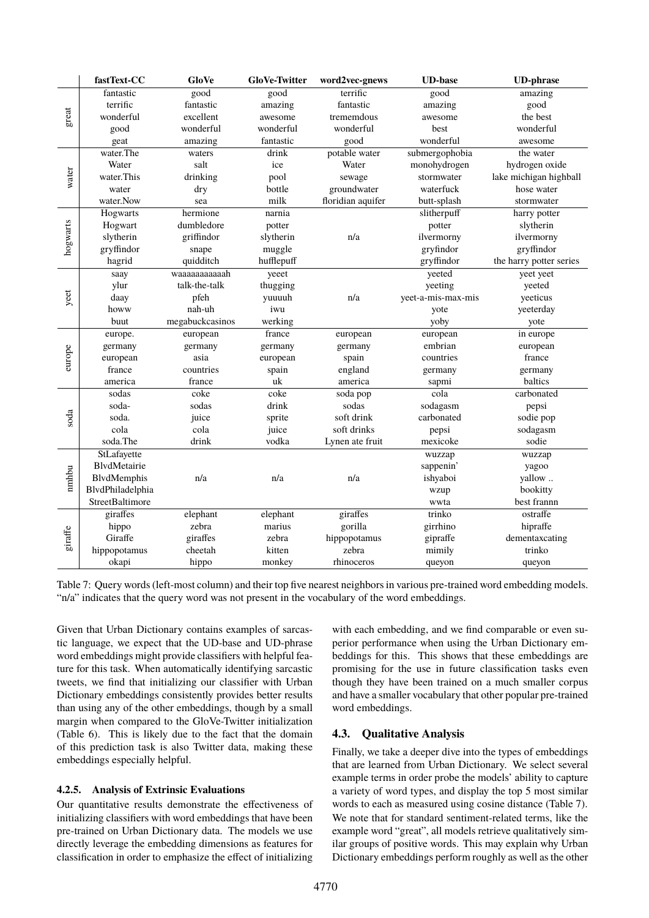| | fastText-CC | GloVe | GloVe-Twitter | word2vec-gnews | UD-base | UD-phrase |
|---|---|---|---|---|---|---|
| great | fantastic | good | good | terrific | good | amazing |
| | terrific | fantastic | amazing | fantastic | amazing | good |
| | wonderful | excellent | awesome | tremendous | awesome | the best |
| | good | wonderful | wonderful | wonderful | best | wonderful |
| | geat | amazing | fantastic | good | wonderful | awesome |
| water | water.The | waters | drink | potable water | submergophobia | the water |
| | Water | salt | ice | Water | monohydrogen | hydrogen oxide |
| | water.This | drinking | pool | sewage | stormwater | lake michigan highball |
| | water | dry | bottle | groundwater | waterfuck | hose water |
| | water.Now | sea | milk | floridian aquifer | butt-splash | stormwater |
| hogwarts | Hogwarts | hermione | narnia | | slitherpuff | harry potter |
| | Hogwart | dumbledore | potter | | potter | slytherin |
| | slytherin | griffindor | slytherin | n/a | ilvermorny | ilvermorny |
| | gryffindor | snape | muggle | | gryfindor | gryffindor |
| | hagrid | quidditch | hufflepuff | | gryffindor | the harry potter series |
| yeet | saay | waaaaaaaaaaah | yeeet | | yeeted | yeet yeet |
| | ylur | talk-the-talk | thugging | | yeeting | yeeted |
| | daay | pfeh | yuuuuh | n/a | yeet-a-mis-max-mis | yeeticus |
| | howw | nah-uh | iwu | | yote | yeeterday |
| | buut | megabuckcasinos | werking | | yoby | yote |
| europe | europe. | european | france | european | european | in europe |
| | germany | germany | germany | germany | embrian | european |
| | european | asia | european | spain | countries | france |
| | france | countries | spain | england | germany | germany |
| | america | france | uk | america | sapmi | baltics |
| soda | sodas | coke | coke | soda pop | cola | carbonated |
| | soda- | sodas | drink | sodas | sodagasm | pepsi |
| | soda. | juice | sprite | soft drink | carbonated | sodie pop |
| | cola | cola | juice | soft drinks | pepsi | sodagasm |
| | soda.The | drink | vodka | Lynen ate fruit | mexicoke | sodie |
| nmhbu | StLafayette | | | | wuzzap | wuzzap |
| | BlvdMetairie | | | | sappenin' | yagoo |
| | BlvdMemphis | n/a | n/a | n/a | ishyaboi | yallow .. |
| | BlvdPhiladelphia | | | | wzup | bookitty |
| | StreetBaltimore | | | | wwta | best frannn |
| giraffe | giraffes | elephant | elephant | giraffes | trinko | ostraffe |
| | hippo | zebra | marius | gorilla | girrhino | hipraffe |
| | Giraffe | giraffes | zebra | hippopotamus | gipraffe | dementaxcating |
| | hippopotamus | cheetah | kitten | zebra | mimily | trinko |
| | okapi | hippo | monkey | rhinoceros | queyon | queyon |

Table 7: Query words (left-most column) and their top five nearest neighbors in various pre-trained word embedding models. "n/a" indicates that the query word was not present in the vocabulary of the word embeddings.

Given that Urban Dictionary contains examples of sarcastic language, we expect that the UD-base and UD-phrase word embeddings might provide classifiers with helpful feature for this task. When automatically identifying sarcastic tweets, we find that initializing our classifier with Urban Dictionary embeddings consistently provides better results than using any of the other embeddings, though by a small margin when compared to the GloVe-Twitter initialization (Table 6). This is likely due to the fact that the domain of this prediction task is also Twitter data, making these embeddings especially helpful.

#### 4.2.5. Analysis of Extrinsic Evaluations

Our quantitative results demonstrate the effectiveness of initializing classifiers with word embeddings that have been pre-trained on Urban Dictionary data. The models we use directly leverage the embedding dimensions as features for classification in order to emphasize the effect of initializing with each embedding, and we find comparable or even superior performance when using the Urban Dictionary embeddings for this. This shows that these embeddings are promising for the use in future classification tasks even though they have been trained on a much smaller corpus and have a smaller vocabulary that other popular pre-trained word embeddings.

### 4.3. Qualitative Analysis

Finally, we take a deeper dive into the types of embeddings that are learned from Urban Dictionary. We select several example terms in order probe the models' ability to capture a variety of word types, and display the top 5 most similar words to each as measured using cosine distance (Table 7). We note that for standard sentiment-related terms, like the example word "great", all models retrieve qualitatively similar groups of positive words. This may explain why Urban Dictionary embeddings perform roughly as well as the other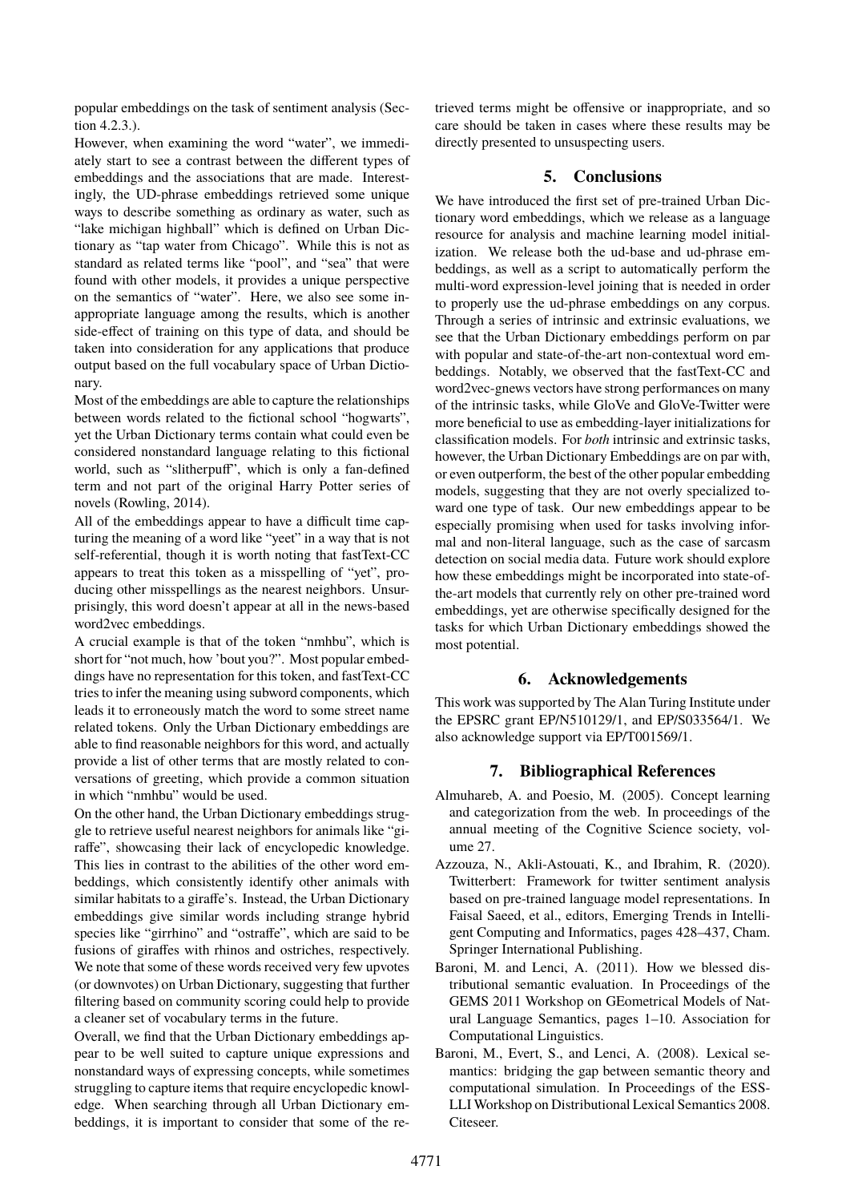popular embeddings on the task of sentiment analysis (Section 4.2.3.).

However, when examining the word "water", we immediately start to see a contrast between the different types of embeddings and the associations that are made. Interestingly, the UD-phrase embeddings retrieved some unique ways to describe something as ordinary as water, such as "lake michigan highball" which is defined on Urban Dictionary as "tap water from Chicago". While this is not as standard as related terms like "pool", and "sea" that were found with other models, it provides a unique perspective on the semantics of "water". Here, we also see some inappropriate language among the results, which is another side-effect of training on this type of data, and should be taken into consideration for any applications that produce output based on the full vocabulary space of Urban Dictionary.

Most of the embeddings are able to capture the relationships between words related to the fictional school "hogwarts", yet the Urban Dictionary terms contain what could even be considered nonstandard language relating to this fictional world, such as "slitherpuff", which is only a fan-defined term and not part of the original Harry Potter series of novels (Rowling, 2014).

All of the embeddings appear to have a difficult time capturing the meaning of a word like "yeet" in a way that is not self-referential, though it is worth noting that fastText-CC appears to treat this token as a misspelling of "yet", producing other misspellings as the nearest neighbors. Unsurprisingly, this word doesn't appear at all in the news-based word2vec embeddings.

A crucial example is that of the token "nmhbu", which is short for "not much, how 'bout you?". Most popular embeddings have no representation for this token, and fastText-CC tries to infer the meaning using subword components, which leads it to erroneously match the word to some street name related tokens. Only the Urban Dictionary embeddings are able to find reasonable neighbors for this word, and actually provide a list of other terms that are mostly related to conversations of greeting, which provide a common situation in which "nmhbu" would be used.

On the other hand, the Urban Dictionary embeddings struggle to retrieve useful nearest neighbors for animals like "giraffe", showcasing their lack of encyclopedic knowledge. This lies in contrast to the abilities of the other word embeddings, which consistently identify other animals with similar habitats to a giraffe's. Instead, the Urban Dictionary embeddings give similar words including strange hybrid species like "girrhino" and "ostraffe", which are said to be fusions of giraffes with rhinos and ostriches, respectively. We note that some of these words received very few upvotes (or downvotes) on Urban Dictionary, suggesting that further filtering based on community scoring could help to provide a cleaner set of vocabulary terms in the future.

Overall, we find that the Urban Dictionary embeddings appear to be well suited to capture unique expressions and nonstandard ways of expressing concepts, while sometimes struggling to capture items that require encyclopedic knowledge. When searching through all Urban Dictionary embeddings, it is important to consider that some of the retrieved terms might be offensive or inappropriate, and so care should be taken in cases where these results may be directly presented to unsuspecting users.

## 5. Conclusions

We have introduced the first set of pre-trained Urban Dictionary word embeddings, which we release as a language resource for analysis and machine learning model initialization. We release both the ud-base and ud-phrase embeddings, as well as a script to automatically perform the multi-word expression-level joining that is needed in order to properly use the ud-phrase embeddings on any corpus. Through a series of intrinsic and extrinsic evaluations, we see that the Urban Dictionary embeddings perform on par with popular and state-of-the-art non-contextual word embeddings. Notably, we observed that the fastText-CC and word2vec-gnews vectors have strong performances on many of the intrinsic tasks, while GloVe and GloVe-Twitter were more beneficial to use as embedding-layer initializations for classification models. For *both* intrinsic and extrinsic tasks, however, the Urban Dictionary Embeddings are on par with, or even outperform, the best of the other popular embedding models, suggesting that they are not overly specialized toward one type of task. Our new embeddings appear to be especially promising when used for tasks involving informal and non-literal language, such as the case of sarcasm detection on social media data. Future work should explore how these embeddings might be incorporated into state-of-the-art models that currently rely on other pre-trained word embeddings, yet are otherwise specifically designed for the tasks for which Urban Dictionary embeddings showed the most potential.

## 6. Acknowledgements

This work was supported by The Alan Turing Institute under the EPSRC grant EP/N510129/1, and EP/S033564/1. We also acknowledge support via EP/T001569/1.

## 7. Bibliographical References

Almuhareb, A. and Poesio, M. (2005). Concept learning and categorization from the web. In proceedings of the annual meeting of the Cognitive Science society, volume 27.

Azzouza, N., Akli-Astouati, K., and Ibrahim, R. (2020). Twitterbert: Framework for twitter sentiment analysis based on pre-trained language model representations. In Faisal Saeed, et al., editors, Emerging Trends in Intelligent Computing and Informatics, pages 428–437, Cham. Springer International Publishing.

Baroni, M. and Lenci, A. (2011). How we blessed distributional semantic evaluation. In Proceedings of the GEMS 2011 Workshop on GEometrical Models of Natural Language Semantics, pages 1–10. Association for Computational Linguistics.

Baroni, M., Evert, S., and Lenci, A. (2008). Lexical semantics: bridging the gap between semantic theory and computational simulation. In Proceedings of the ESSLLI Workshop on Distributional Lexical Semantics 2008. Citeseer.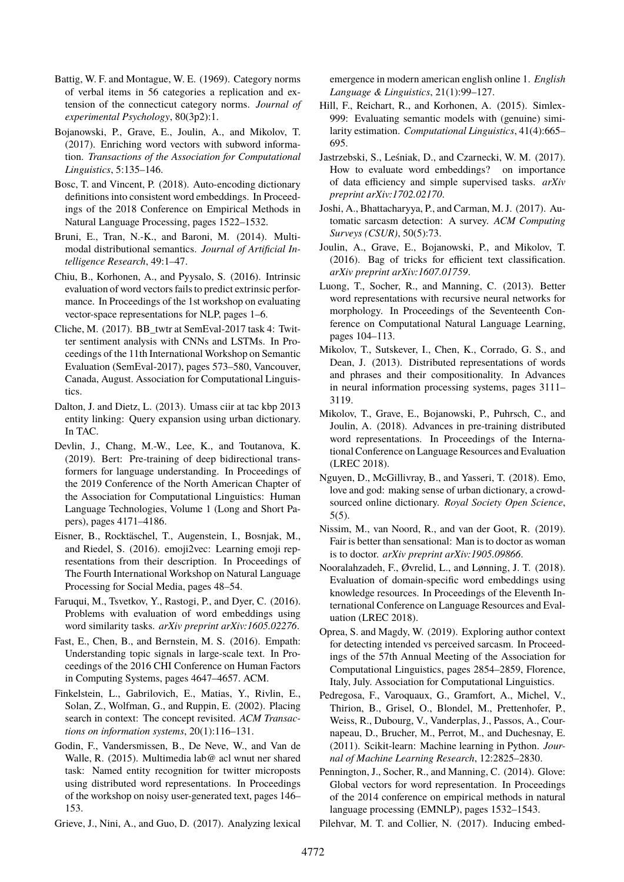Battig, W. F. and Montague, W. E. (1969). Category norms of verbal items in 56 categories a replication and extension of the connecticut category norms. *Journal of experimental Psychology*, 80(3p2):1.

Bojanowski, P., Grave, E., Joulin, A., and Mikolov, T. (2017). Enriching word vectors with subword information. *Transactions of the Association for Computational Linguistics*, 5:135–146.

Bosc, T. and Vincent, P. (2018). Auto-encoding dictionary definitions into consistent word embeddings. In Proceedings of the 2018 Conference on Empirical Methods in Natural Language Processing, pages 1522–1532.

Bruni, E., Tran, N.-K., and Baroni, M. (2014). Multimodal distributional semantics. *Journal of Artificial Intelligence Research*, 49:1–47.

Chiu, B., Korhonen, A., and Pyysalo, S. (2016). Intrinsic evaluation of word vectors fails to predict extrinsic performance. In Proceedings of the 1st workshop on evaluating vector-space representations for NLP, pages 1–6.

Cliche, M. (2017). BB_twtr at SemEval-2017 task 4: Twitter sentiment analysis with CNNs and LSTMs. In Proceedings of the 11th International Workshop on Semantic Evaluation (SemEval-2017), pages 573–580, Vancouver, Canada, August. Association for Computational Linguistics.

Dalton, J. and Dietz, L. (2013). Umass ciir at tac kbp 2013 entity linking: Query expansion using urban dictionary. In TAC.

Devlin, J., Chang, M.-W., Lee, K., and Toutanova, K. (2019). Bert: Pre-training of deep bidirectional transformers for language understanding. In Proceedings of the 2019 Conference of the North American Chapter of the Association for Computational Linguistics: Human Language Technologies, Volume 1 (Long and Short Papers), pages 4171–4186.

Eisner, B., Rocktäschel, T., Augenstein, I., Bosnjak, M., and Riedel, S. (2016). emoji2vec: Learning emoji representations from their description. In Proceedings of The Fourth International Workshop on Natural Language Processing for Social Media, pages 48–54.

Faruqui, M., Tsvetkov, Y., Rastogi, P., and Dyer, C. (2016). Problems with evaluation of word embeddings using word similarity tasks. *arXiv preprint arXiv:1605.02276*.

Fast, E., Chen, B., and Bernstein, M. S. (2016). Empath: Understanding topic signals in large-scale text. In Proceedings of the 2016 CHI Conference on Human Factors in Computing Systems, pages 4647–4657. ACM.

Finkelstein, L., Gabrilovich, E., Matias, Y., Rivlin, E., Solan, Z., Wolfman, G., and Ruppin, E. (2002). Placing search in context: The concept revisited. *ACM Transactions on information systems*, 20(1):116–131.

Godin, F., Vandersmissen, B., De Neve, W., and Van de Walle, R. (2015). Multimedia lab@ acl wnut ner shared task: Named entity recognition for twitter microposts using distributed word representations. In Proceedings of the workshop on noisy user-generated text, pages 146–153.

Grieve, J., Nini, A., and Guo, D. (2017). Analyzing lexical emergence in modern american english online 1. *English Language & Linguistics*, 21(1):99–127.

Hill, F., Reichart, R., and Korhonen, A. (2015). Simlex-999: Evaluating semantic models with (genuine) similarity estimation. *Computational Linguistics*, 41(4):665–695.

Jastrzebski, S., Leśniak, D., and Czarnecki, W. M. (2017). How to evaluate word embeddings? on importance of data efficiency and simple supervised tasks. *arXiv preprint arXiv:1702.02170*.

Joshi, A., Bhattacharyya, P., and Carman, M. J. (2017). Automatic sarcasm detection: A survey. *ACM Computing Surveys (CSUR)*, 50(5):73.

Joulin, A., Grave, E., Bojanowski, P., and Mikolov, T. (2016). Bag of tricks for efficient text classification. *arXiv preprint arXiv:1607.01759*.

Luong, T., Socher, R., and Manning, C. (2013). Better word representations with recursive neural networks for morphology. In Proceedings of the Seventeenth Conference on Computational Natural Language Learning, pages 104–113.

Mikolov, T., Sutskever, I., Chen, K., Corrado, G. S., and Dean, J. (2013). Distributed representations of words and phrases and their compositionality. In Advances in neural information processing systems, pages 3111–3119.

Mikolov, T., Grave, E., Bojanowski, P., Puhrsch, C., and Joulin, A. (2018). Advances in pre-training distributed word representations. In Proceedings of the International Conference on Language Resources and Evaluation (LREC 2018).

Nguyen, D., McGillivray, B., and Yasseri, T. (2018). Emo, love and god: making sense of urban dictionary, a crowd-sourced online dictionary. *Royal Society Open Science*, 5(5).

Nissim, M., van Noord, R., and van der Goot, R. (2019). Fair is better than sensational: Man is to doctor as woman is to doctor. *arXiv preprint arXiv:1905.09866*.

Nooralahzadeh, F., Øvrelid, L., and Lønning, J. T. (2018). Evaluation of domain-specific word embeddings using knowledge resources. In Proceedings of the Eleventh International Conference on Language Resources and Evaluation (LREC 2018).

Oprea, S. and Magdy, W. (2019). Exploring author context for detecting intended vs perceived sarcasm. In Proceedings of the 57th Annual Meeting of the Association for Computational Linguistics, pages 2854–2859, Florence, Italy, July. Association for Computational Linguistics.

Pedregosa, F., Varoquaux, G., Gramfort, A., Michel, V., Thirion, B., Grisel, O., Blondel, M., Prettenhofer, P., Weiss, R., Dubourg, V., Vanderplas, J., Passos, A., Cournapeau, D., Brucher, M., Perrot, M., and Duchesnay, E. (2011). Scikit-learn: Machine learning in Python. *Journal of Machine Learning Research*, 12:2825–2830.

Pennington, J., Socher, R., and Manning, C. (2014). Glove: Global vectors for word representation. In Proceedings of the 2014 conference on empirical methods in natural language processing (EMNLP), pages 1532–1543.

Pilehvar, M. T. and Collier, N. (2017). Inducing embed-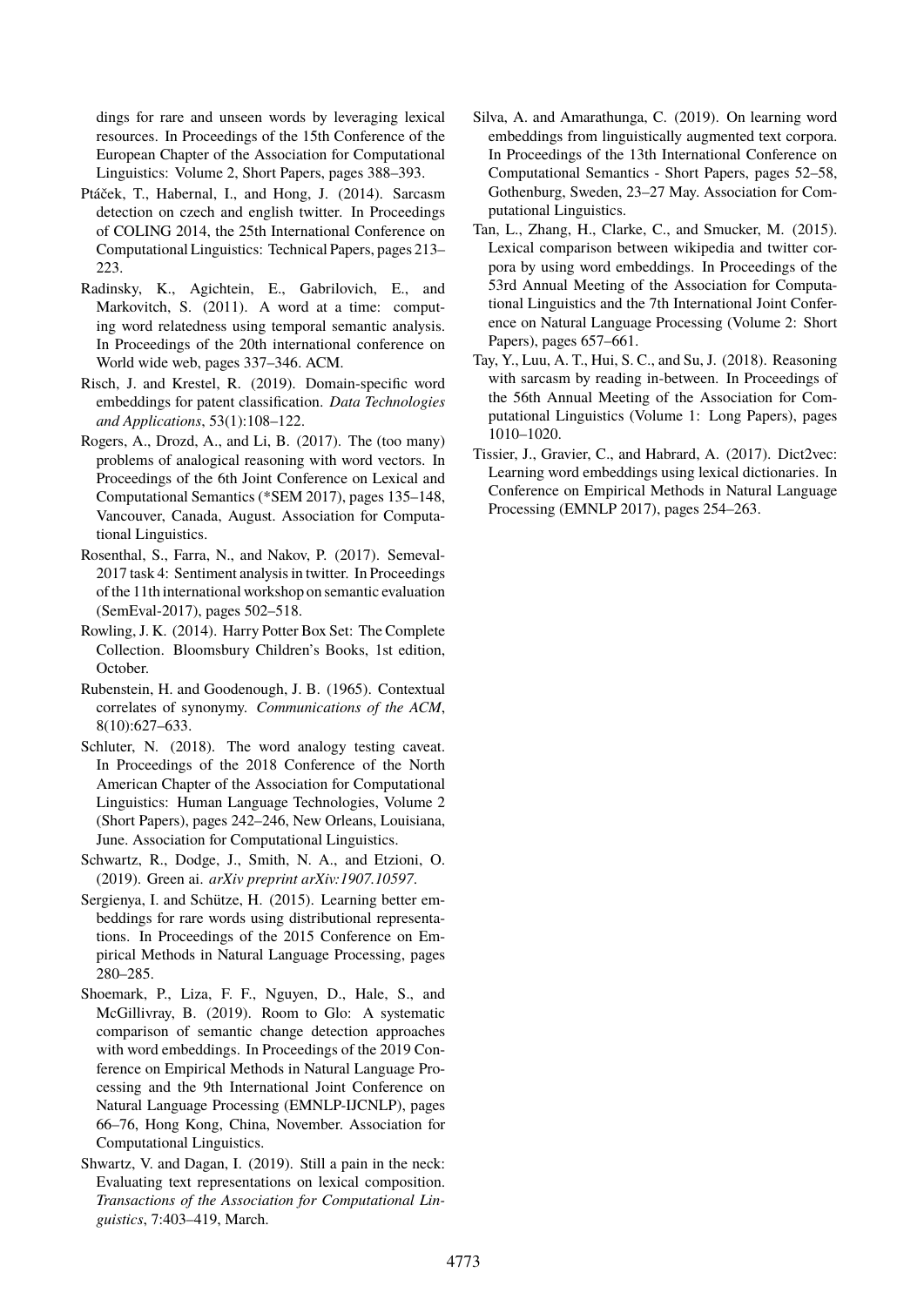dings for rare and unseen words by leveraging lexical resources. In Proceedings of the 15th Conference of the European Chapter of the Association for Computational Linguistics: Volume 2, Short Papers, pages 388–393.

Ptáček, T., Habernal, I., and Hong, J. (2014). Sarcasm detection on czech and english twitter. In Proceedings of COLING 2014, the 25th International Conference on Computational Linguistics: Technical Papers, pages 213–223.

Radinsky, K., Agichtein, E., Gabrilovich, E., and Markovitch, S. (2011). A word at a time: computing word relatedness using temporal semantic analysis. In Proceedings of the 20th international conference on World wide web, pages 337–346. ACM.

Risch, J. and Krestel, R. (2019). Domain-specific word embeddings for patent classification. *Data Technologies and Applications*, 53(1):108–122.

Rogers, A., Drozd, A., and Li, B. (2017). The (too many) problems of analogical reasoning with word vectors. In Proceedings of the 6th Joint Conference on Lexical and Computational Semantics (*SEM 2017), pages 135–148, Vancouver, Canada, August. Association for Computational Linguistics.

Rosenthal, S., Farra, N., and Nakov, P. (2017). Semeval-2017 task 4: Sentiment analysis in twitter. In Proceedings of the 11th international workshop on semantic evaluation (SemEval-2017), pages 502–518.

Rowling, J. K. (2014). Harry Potter Box Set: The Complete Collection. Bloomsbury Children's Books, 1st edition, October.

Rubenstein, H. and Goodenough, J. B. (1965). Contextual correlates of synonymy. *Communications of the ACM*, 8(10):627–633.

Schluter, N. (2018). The word analogy testing caveat. In Proceedings of the 2018 Conference of the North American Chapter of the Association for Computational Linguistics: Human Language Technologies, Volume 2 (Short Papers), pages 242–246, New Orleans, Louisiana, June. Association for Computational Linguistics.

Schwartz, R., Dodge, J., Smith, N. A., and Etzioni, O. (2019). Green ai. *arXiv preprint arXiv:1907.10597*.

Sergienya, I. and Schütze, H. (2015). Learning better embeddings for rare words using distributional representations. In Proceedings of the 2015 Conference on Empirical Methods in Natural Language Processing, pages 280–285.

Shoemark, P., Liza, F. F., Nguyen, D., Hale, S., and McGillivray, B. (2019). Room to Glo: A systematic comparison of semantic change detection approaches with word embeddings. In Proceedings of the 2019 Conference on Empirical Methods in Natural Language Processing and the 9th International Joint Conference on Natural Language Processing (EMNLP-IJCNLP), pages 66–76, Hong Kong, China, November. Association for Computational Linguistics.

Shwartz, V. and Dagan, I. (2019). Still a pain in the neck: Evaluating text representations on lexical composition. *Transactions of the Association for Computational Linguistics*, 7:403–419, March.

Silva, A. and Amarathunga, C. (2019). On learning word embeddings from linguistically augmented text corpora. In Proceedings of the 13th International Conference on Computational Semantics - Short Papers, pages 52–58, Gothenburg, Sweden, 23–27 May. Association for Computational Linguistics.

Tan, L., Zhang, H., Clarke, C., and Smucker, M. (2015). Lexical comparison between wikipedia and twitter corpora by using word embeddings. In Proceedings of the 53rd Annual Meeting of the Association for Computational Linguistics and the 7th International Joint Conference on Natural Language Processing (Volume 2: Short Papers), pages 657–661.

Tay, Y., Luu, A. T., Hui, S. C., and Su, J. (2018). Reasoning with sarcasm by reading in-between. In Proceedings of the 56th Annual Meeting of the Association for Computational Linguistics (Volume 1: Long Papers), pages 1010–1020.

Tissier, J., Gravier, C., and Habrard, A. (2017). Dict2vec: Learning word embeddings using lexical dictionaries. In Conference on Empirical Methods in Natural Language Processing (EMNLP 2017), pages 254–263.